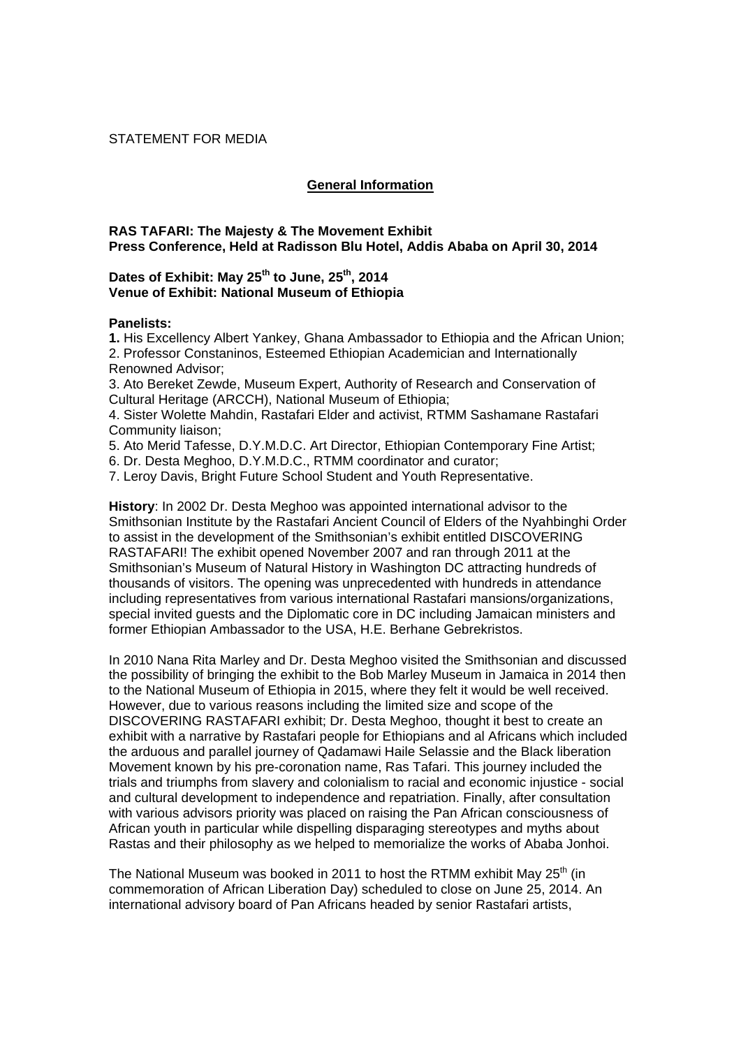STATEMENT FOR MEDIA

## General Information

**RAS TAFARI: The Majesty & The Movement Exhibit**
**Press Conference, Held at Radisson Blu Hotel, Addis Ababa on April 30, 2014**

**Dates of Exhibit: May 25th to June, 25th, 2014**
**Venue of Exhibit: National Museum of Ethiopia**

**Panelists:**

**1.** His Excellency Albert Yankey, Ghana Ambassador to Ethiopia and the African Union;
2. Professor Constaninos, Esteemed Ethiopian Academician and Internationally Renowned Advisor;
3. Ato Bereket Zewde, Museum Expert, Authority of Research and Conservation of Cultural Heritage (ARCCH), National Museum of Ethiopia;
4. Sister Wolette Mahdin, Rastafari Elder and activist, RTMM Sashamane Rastafari Community liaison;
5. Ato Merid Tafesse, D.Y.M.D.C. Art Director, Ethiopian Contemporary Fine Artist;
6. Dr. Desta Meghoo, D.Y.M.D.C., RTMM coordinator and curator;
7. Leroy Davis, Bright Future School Student and Youth Representative.

**History**: In 2002 Dr. Desta Meghoo was appointed international advisor to the Smithsonian Institute by the Rastafari Ancient Council of Elders of the Nyahbinghi Order to assist in the development of the Smithsonian's exhibit entitled DISCOVERING RASTAFARI! The exhibit opened November 2007 and ran through 2011 at the Smithsonian's Museum of Natural History in Washington DC attracting hundreds of thousands of visitors. The opening was unprecedented with hundreds in attendance including representatives from various international Rastafari mansions/organizations, special invited guests and the Diplomatic core in DC including Jamaican ministers and former Ethiopian Ambassador to the USA, H.E. Berhane Gebrekristos.

In 2010 Nana Rita Marley and Dr. Desta Meghoo visited the Smithsonian and discussed the possibility of bringing the exhibit to the Bob Marley Museum in Jamaica in 2014 then to the National Museum of Ethiopia in 2015, where they felt it would be well received. However, due to various reasons including the limited size and scope of the DISCOVERING RASTAFARI exhibit; Dr. Desta Meghoo, thought it best to create an exhibit with a narrative by Rastafari people for Ethiopians and al Africans which included the arduous and parallel journey of Qadamawi Haile Selassie and the Black liberation Movement known by his pre-coronation name, Ras Tafari. This journey included the trials and triumphs from slavery and colonialism to racial and economic injustice - social and cultural development to independence and repatriation. Finally, after consultation with various advisors priority was placed on raising the Pan African consciousness of African youth in particular while dispelling disparaging stereotypes and myths about Rastas and their philosophy as we helped to memorialize the works of Ababa Jonhoi.

The National Museum was booked in 2011 to host the RTMM exhibit May 25th (in commemoration of African Liberation Day) scheduled to close on June 25, 2014. An international advisory board of Pan Africans headed by senior Rastafari artists,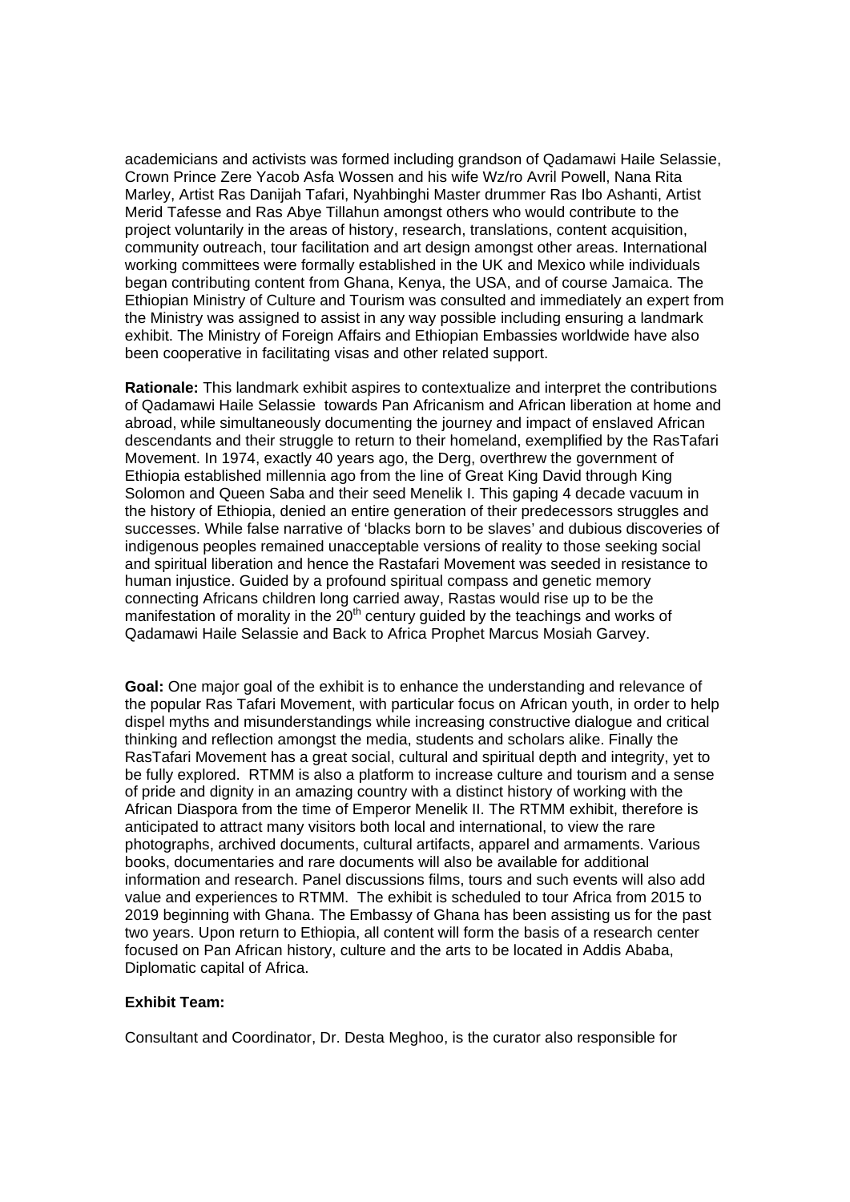academicians and activists was formed including grandson of Qadamawi Haile Selassie, Crown Prince Zere Yacob Asfa Wossen and his wife Wz/ro Avril Powell, Nana Rita Marley, Artist Ras Danijah Tafari, Nyahbinghi Master drummer Ras Ibo Ashanti, Artist Merid Tafesse and Ras Abye Tillahun amongst others who would contribute to the project voluntarily in the areas of history, research, translations, content acquisition, community outreach, tour facilitation and art design amongst other areas. International working committees were formally established in the UK and Mexico while individuals began contributing content from Ghana, Kenya, the USA, and of course Jamaica. The Ethiopian Ministry of Culture and Tourism was consulted and immediately an expert from the Ministry was assigned to assist in any way possible including ensuring a landmark exhibit. The Ministry of Foreign Affairs and Ethiopian Embassies worldwide have also been cooperative in facilitating visas and other related support.

**Rationale:** This landmark exhibit aspires to contextualize and interpret the contributions of Qadamawi Haile Selassie towards Pan Africanism and African liberation at home and abroad, while simultaneously documenting the journey and impact of enslaved African descendants and their struggle to return to their homeland, exemplified by the RasTafari Movement. In 1974, exactly 40 years ago, the Derg, overthrew the government of Ethiopia established millennia ago from the line of Great King David through King Solomon and Queen Saba and their seed Menelik I. This gaping 4 decade vacuum in the history of Ethiopia, denied an entire generation of their predecessors struggles and successes. While false narrative of 'blacks born to be slaves' and dubious discoveries of indigenous peoples remained unacceptable versions of reality to those seeking social and spiritual liberation and hence the Rastafari Movement was seeded in resistance to human injustice. Guided by a profound spiritual compass and genetic memory connecting Africans children long carried away, Rastas would rise up to be the manifestation of morality in the 20th century guided by the teachings and works of Qadamawi Haile Selassie and Back to Africa Prophet Marcus Mosiah Garvey.

**Goal:** One major goal of the exhibit is to enhance the understanding and relevance of the popular Ras Tafari Movement, with particular focus on African youth, in order to help dispel myths and misunderstandings while increasing constructive dialogue and critical thinking and reflection amongst the media, students and scholars alike. Finally the RasTafari Movement has a great social, cultural and spiritual depth and integrity, yet to be fully explored. RTMM is also a platform to increase culture and tourism and a sense of pride and dignity in an amazing country with a distinct history of working with the African Diaspora from the time of Emperor Menelik II. The RTMM exhibit, therefore is anticipated to attract many visitors both local and international, to view the rare photographs, archived documents, cultural artifacts, apparel and armaments. Various books, documentaries and rare documents will also be available for additional information and research. Panel discussions films, tours and such events will also add value and experiences to RTMM. The exhibit is scheduled to tour Africa from 2015 to 2019 beginning with Ghana. The Embassy of Ghana has been assisting us for the past two years. Upon return to Ethiopia, all content will form the basis of a research center focused on Pan African history, culture and the arts to be located in Addis Ababa, Diplomatic capital of Africa.

**Exhibit Team:**

Consultant and Coordinator, Dr. Desta Meghoo, is the curator also responsible for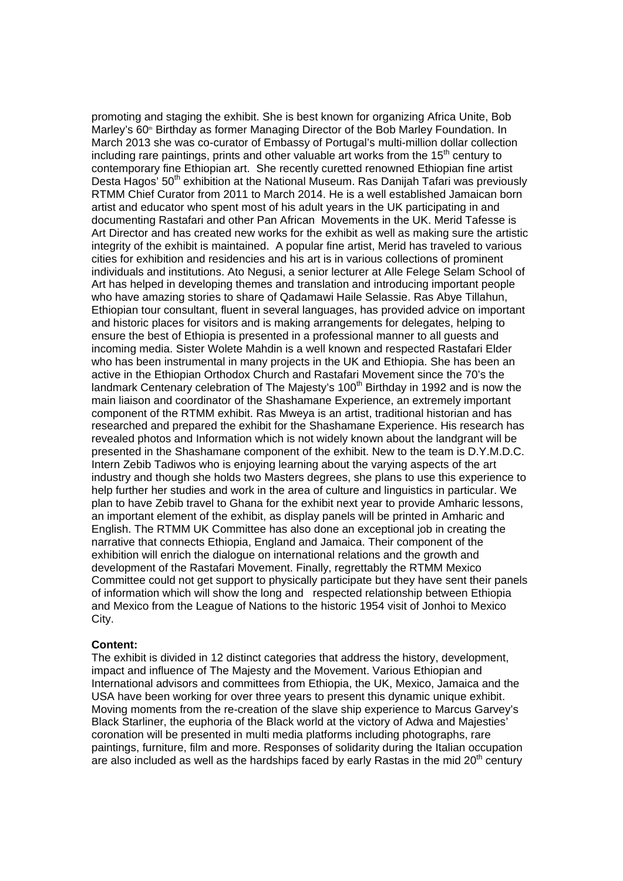promoting and staging the exhibit. She is best known for organizing Africa Unite, Bob Marley's 60th Birthday as former Managing Director of the Bob Marley Foundation. In March 2013 she was co-curator of Embassy of Portugal's multi-million dollar collection including rare paintings, prints and other valuable art works from the 15th century to contemporary fine Ethiopian art. She recently curetted renowned Ethiopian fine artist Desta Hagos' 50th exhibition at the National Museum. Ras Danijah Tafari was previously RTMM Chief Curator from 2011 to March 2014. He is a well established Jamaican born artist and educator who spent most of his adult years in the UK participating in and documenting Rastafari and other Pan African Movements in the UK. Merid Tafesse is Art Director and has created new works for the exhibit as well as making sure the artistic integrity of the exhibit is maintained. A popular fine artist, Merid has traveled to various cities for exhibition and residencies and his art is in various collections of prominent individuals and institutions. Ato Negusi, a senior lecturer at Alle Felege Selam School of Art has helped in developing themes and translation and introducing important people who have amazing stories to share of Qadamawi Haile Selassie. Ras Abye Tillahun, Ethiopian tour consultant, fluent in several languages, has provided advice on important and historic places for visitors and is making arrangements for delegates, helping to ensure the best of Ethiopia is presented in a professional manner to all guests and incoming media. Sister Wolete Mahdin is a well known and respected Rastafari Elder who has been instrumental in many projects in the UK and Ethiopia. She has been an active in the Ethiopian Orthodox Church and Rastafari Movement since the 70's the landmark Centenary celebration of The Majesty's 100th Birthday in 1992 and is now the main liaison and coordinator of the Shashamane Experience, an extremely important component of the RTMM exhibit. Ras Mweya is an artist, traditional historian and has researched and prepared the exhibit for the Shashamane Experience. His research has revealed photos and Information which is not widely known about the landgrant will be presented in the Shashamane component of the exhibit. New to the team is D.Y.M.D.C. Intern Zebib Tadiwos who is enjoying learning about the varying aspects of the art industry and though she holds two Masters degrees, she plans to use this experience to help further her studies and work in the area of culture and linguistics in particular. We plan to have Zebib travel to Ghana for the exhibit next year to provide Amharic lessons, an important element of the exhibit, as display panels will be printed in Amharic and English. The RTMM UK Committee has also done an exceptional job in creating the narrative that connects Ethiopia, England and Jamaica. Their component of the exhibition will enrich the dialogue on international relations and the growth and development of the Rastafari Movement. Finally, regrettably the RTMM Mexico Committee could not get support to physically participate but they have sent their panels of information which will show the long and respected relationship between Ethiopia and Mexico from the League of Nations to the historic 1954 visit of Jonhoi to Mexico City.

**Content:**
The exhibit is divided in 12 distinct categories that address the history, development, impact and influence of The Majesty and the Movement. Various Ethiopian and International advisors and committees from Ethiopia, the UK, Mexico, Jamaica and the USA have been working for over three years to present this dynamic unique exhibit. Moving moments from the re-creation of the slave ship experience to Marcus Garvey's Black Starliner, the euphoria of the Black world at the victory of Adwa and Majesties' coronation will be presented in multi media platforms including photographs, rare paintings, furniture, film and more. Responses of solidarity during the Italian occupation are also included as well as the hardships faced by early Rastas in the mid 20th century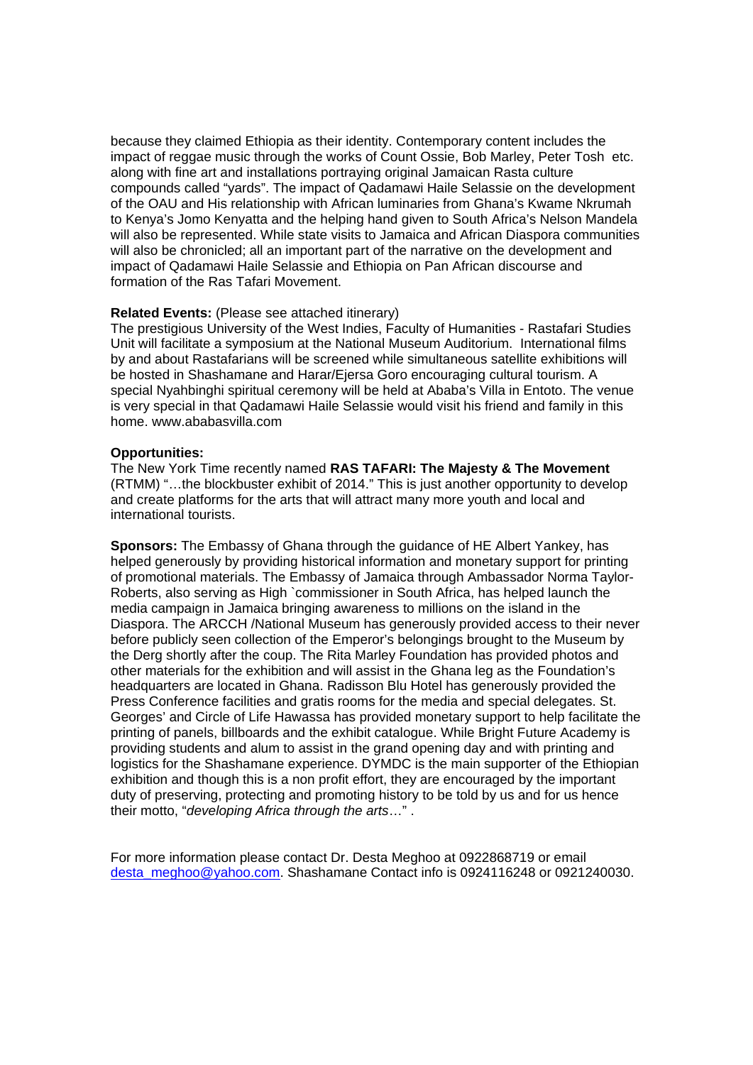because they claimed Ethiopia as their identity. Contemporary content includes the impact of reggae music through the works of Count Ossie, Bob Marley, Peter Tosh etc. along with fine art and installations portraying original Jamaican Rasta culture compounds called "yards". The impact of Qadamawi Haile Selassie on the development of the OAU and His relationship with African luminaries from Ghana's Kwame Nkrumah to Kenya's Jomo Kenyatta and the helping hand given to South Africa's Nelson Mandela will also be represented. While state visits to Jamaica and African Diaspora communities will also be chronicled; all an important part of the narrative on the development and impact of Qadamawi Haile Selassie and Ethiopia on Pan African discourse and formation of the Ras Tafari Movement.

**Related Events:** (Please see attached itinerary)
The prestigious University of the West Indies, Faculty of Humanities - Rastafari Studies Unit will facilitate a symposium at the National Museum Auditorium. International films by and about Rastafarians will be screened while simultaneous satellite exhibitions will be hosted in Shashamane and Harar/Ejersa Goro encouraging cultural tourism. A special Nyahbinghi spiritual ceremony will be held at Ababa's Villa in Entoto. The venue is very special in that Qadamawi Haile Selassie would visit his friend and family in this home. www.ababasvilla.com

**Opportunities:**
The New York Time recently named **RAS TAFARI: The Majesty & The Movement** (RTMM) "…the blockbuster exhibit of 2014." This is just another opportunity to develop and create platforms for the arts that will attract many more youth and local and international tourists.

**Sponsors:** The Embassy of Ghana through the guidance of HE Albert Yankey, has helped generously by providing historical information and monetary support for printing of promotional materials. The Embassy of Jamaica through Ambassador Norma Taylor-Roberts, also serving as High `commissioner in South Africa, has helped launch the media campaign in Jamaica bringing awareness to millions on the island in the Diaspora. The ARCCH /National Museum has generously provided access to their never before publicly seen collection of the Emperor's belongings brought to the Museum by the Derg shortly after the coup. The Rita Marley Foundation has provided photos and other materials for the exhibition and will assist in the Ghana leg as the Foundation's headquarters are located in Ghana. Radisson Blu Hotel has generously provided the Press Conference facilities and gratis rooms for the media and special delegates. St. Georges' and Circle of Life Hawassa has provided monetary support to help facilitate the printing of panels, billboards and the exhibit catalogue. While Bright Future Academy is providing students and alum to assist in the grand opening day and with printing and logistics for the Shashamane experience. DYMDC is the main supporter of the Ethiopian exhibition and though this is a non profit effort, they are encouraged by the important duty of preserving, protecting and promoting history to be told by us and for us hence their motto, "*developing Africa through the arts*…" .

For more information please contact Dr. Desta Meghoo at 0922868719 or email desta_meghoo@yahoo.com. Shashamane Contact info is 0924116248 or 0921240030.